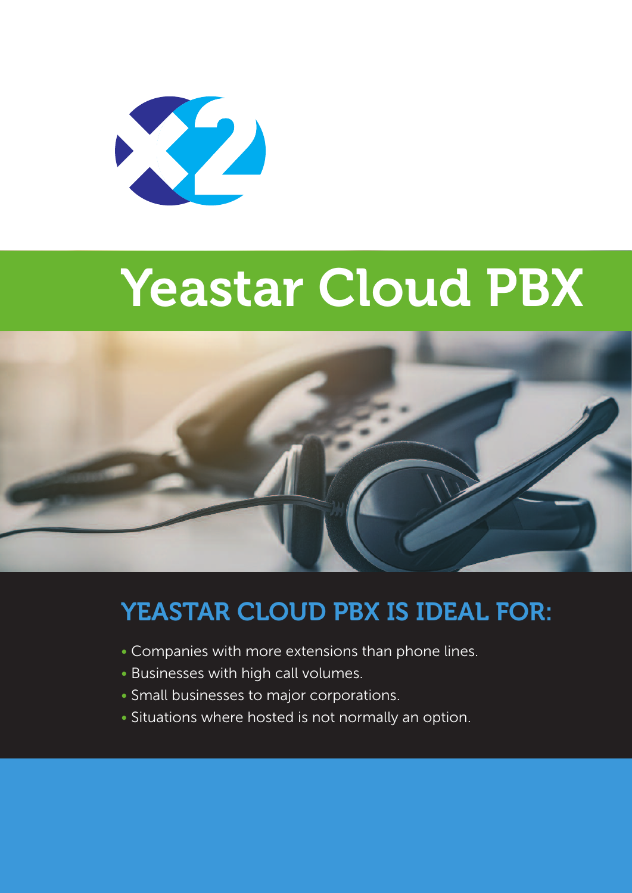# Yeastar Cloud PBX

## YEASTAR CLOUD PBX IS IDEAL FOR:

- Companies with more extensions than phone lines.
- Businesses with high call volumes.
- Small businesses to major corporations.
- Situations where hosted is not normally an option.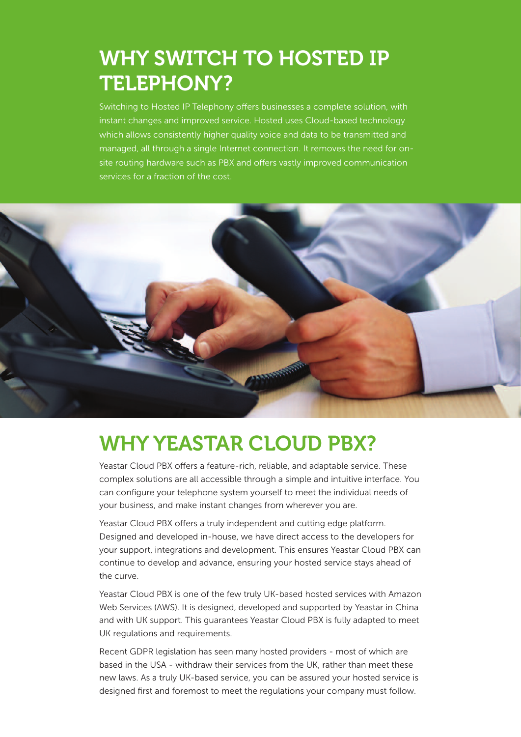# WHY SWITCH TO HOSTED IP TELEPHONY?

Switching to Hosted IP Telephony offers businesses a complete solution, with instant changes and improved service. Hosted uses Cloud-based technology which allows consistently higher quality voice and data to be transmitted and managed, all through a single Internet connection. It removes the need for on-site routing hardware such as PBX and offers vastly improved communication services for a fraction of the cost.

# WHY YEASTAR CLOUD PBX?

Yeastar Cloud PBX offers a feature-rich, reliable, and adaptable service. These complex solutions are all accessible through a simple and intuitive interface. You can configure your telephone system yourself to meet the individual needs of your business, and make instant changes from wherever you are.

Yeastar Cloud PBX offers a truly independent and cutting edge platform. Designed and developed in-house, we have direct access to the developers for your support, integrations and development. This ensures Yeastar Cloud PBX can continue to develop and advance, ensuring your hosted service stays ahead of the curve.

Yeastar Cloud PBX is one of the few truly UK-based hosted services with Amazon Web Services (AWS). It is designed, developed and supported by Yeastar in China and with UK support. This guarantees Yeastar Cloud PBX is fully adapted to meet UK regulations and requirements.

Recent GDPR legislation has seen many hosted providers - most of which are based in the USA - withdraw their services from the UK, rather than meet these new laws. As a truly UK-based service, you can be assured your hosted service is designed first and foremost to meet the regulations your company must follow.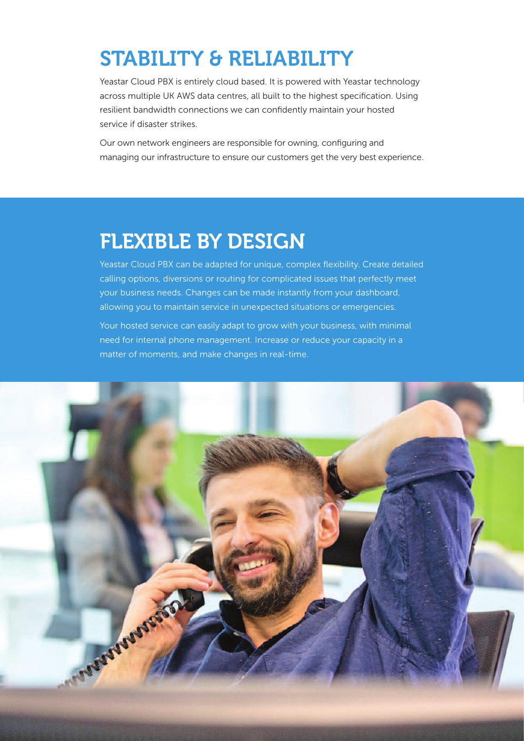## STABILITY & RELIABILITY

Yeastar Cloud PBX is entirely cloud based. It is powered with Yeastar technology across multiple UK AWS data centres, all built to the highest specification. Using resilient bandwidth connections we can confidently maintain your hosted service if disaster strikes.

Our own network engineers are responsible for owning, configuring and managing our infrastructure to ensure our customers get the very best experience.

## FLEXIBLE BY DESIGN

Yeastar Cloud PBX can be adapted for unique, complex flexibility. Create detailed calling options, diversions or routing for complicated issues that perfectly meet your business needs. Changes can be made instantly from your dashboard, allowing you to maintain service in unexpected situations or emergencies.

Your hosted service can easily adapt to grow with your business, with minimal need for internal phone management. Increase or reduce your capacity in a matter of moments, and make changes in real-time.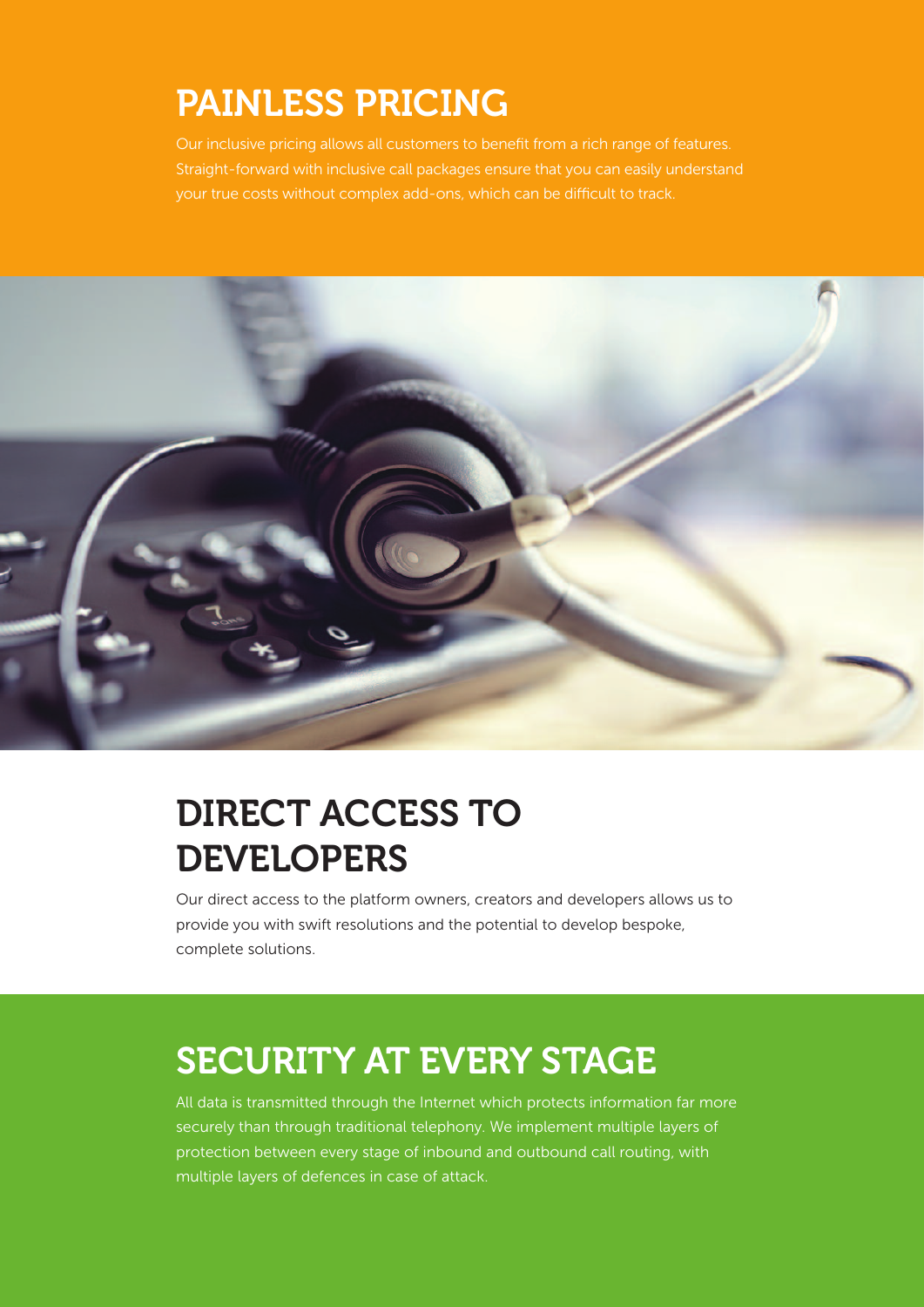# PAINLESS PRICING

Our inclusive pricing allows all customers to benefit from a rich range of features. Straight-forward with inclusive call packages ensure that you can easily understand your true costs without complex add-ons, which can be difficult to track.

# DIRECT ACCESS TO DEVELOPERS

Our direct access to the platform owners, creators and developers allows us to provide you with swift resolutions and the potential to develop bespoke, complete solutions.

# SECURITY AT EVERY STAGE

All data is transmitted through the Internet which protects information far more securely than through traditional telephony. We implement multiple layers of protection between every stage of inbound and outbound call routing, with multiple layers of defences in case of attack.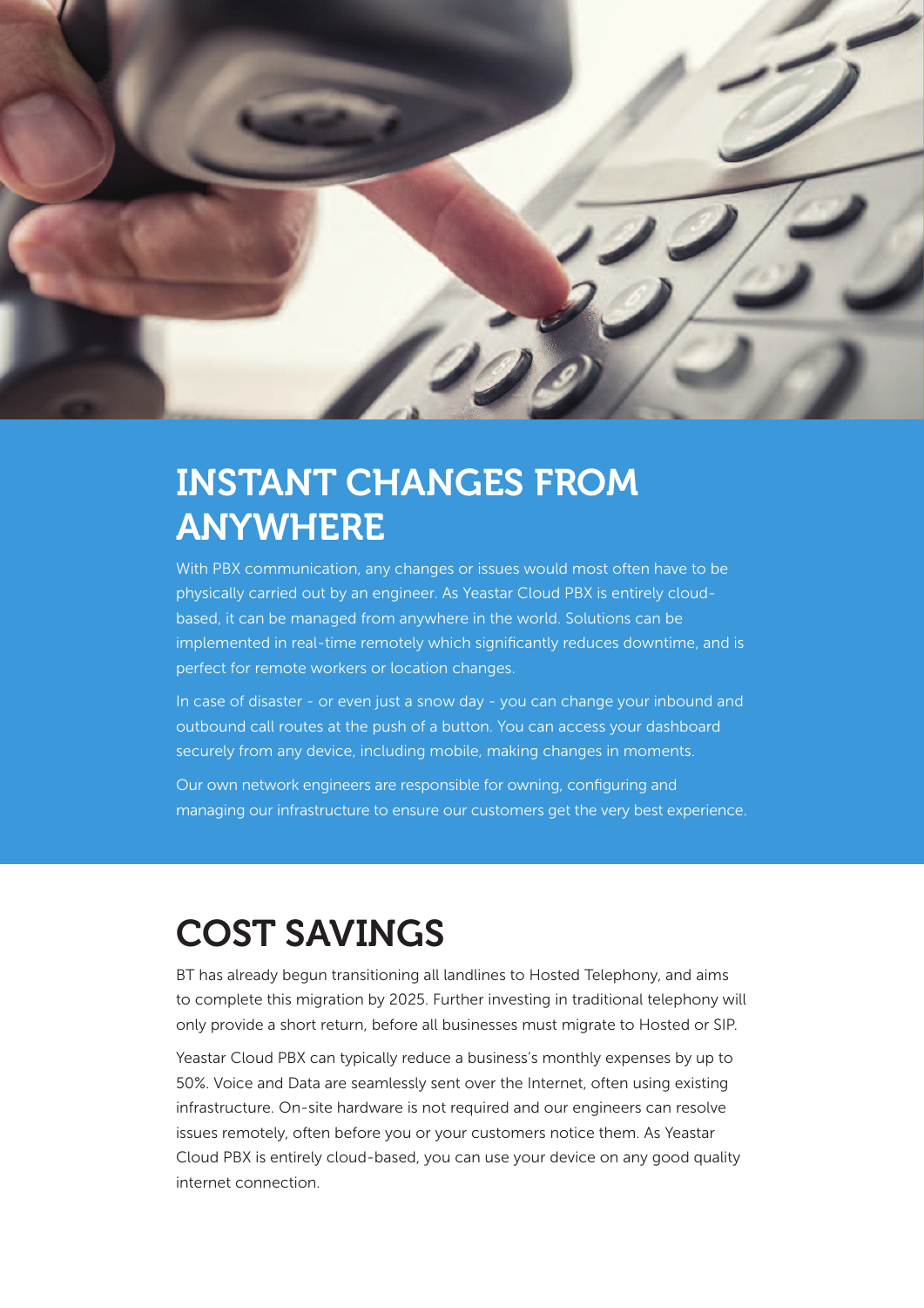## INSTANT CHANGES FROM ANYWHERE

With PBX communication, any changes or issues would most often have to be physically carried out by an engineer. As Yeastar Cloud PBX is entirely cloud-based, it can be managed from anywhere in the world. Solutions can be implemented in real-time remotely which significantly reduces downtime, and is perfect for remote workers or location changes.

In case of disaster - or even just a snow day - you can change your inbound and outbound call routes at the push of a button. You can access your dashboard securely from any device, including mobile, making changes in moments.

Our own network engineers are responsible for owning, configuring and managing our infrastructure to ensure our customers get the very best experience.

## COST SAVINGS

BT has already begun transitioning all landlines to Hosted Telephony, and aims to complete this migration by 2025. Further investing in traditional telephony will only provide a short return, before all businesses must migrate to Hosted or SIP.

Yeastar Cloud PBX can typically reduce a business's monthly expenses by up to 50%. Voice and Data are seamlessly sent over the Internet, often using existing infrastructure. On-site hardware is not required and our engineers can resolve issues remotely, often before you or your customers notice them. As Yeastar Cloud PBX is entirely cloud-based, you can use your device on any good quality internet connection.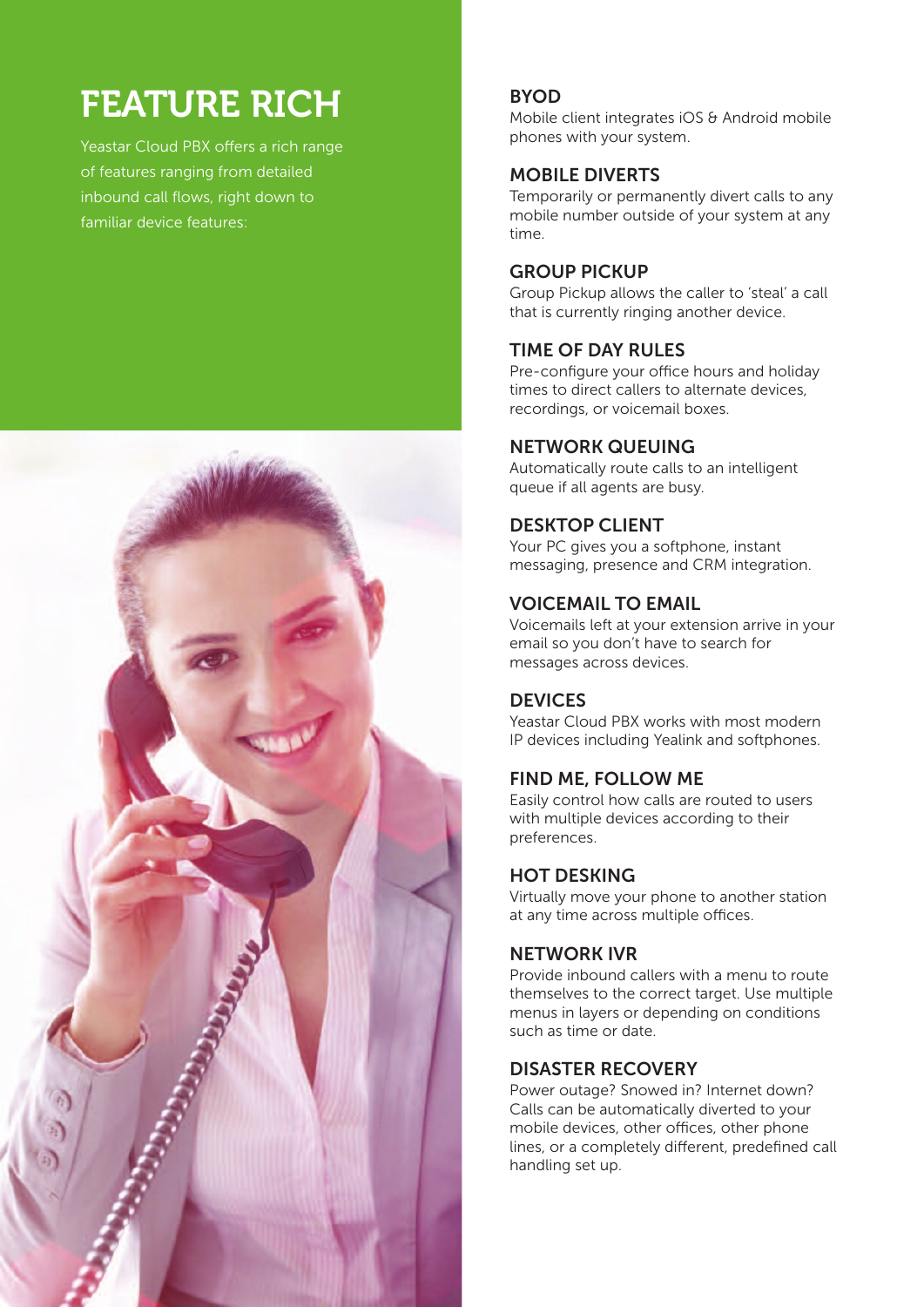# FEATURE RICH

Yeastar Cloud PBX offers a rich range of features ranging from detailed inbound call flows, right down to familiar device features:

### BYOD

Mobile client integrates iOS & Android mobile phones with your system.

### MOBILE DIVERTS

Temporarily or permanently divert calls to any mobile number outside of your system at any time.

### GROUP PICKUP

Group Pickup allows the caller to 'steal' a call that is currently ringing another device.

### TIME OF DAY RULES

Pre-configure your office hours and holiday times to direct callers to alternate devices, recordings, or voicemail boxes.

### NETWORK QUEUING

Automatically route calls to an intelligent queue if all agents are busy.

### DESKTOP CLIENT

Your PC gives you a softphone, instant messaging, presence and CRM integration.

### VOICEMAIL TO EMAIL

Voicemails left at your extension arrive in your email so you don't have to search for messages across devices.

### DEVICES

Yeastar Cloud PBX works with most modern IP devices including Yealink and softphones.

### FIND ME, FOLLOW ME

Easily control how calls are routed to users with multiple devices according to their preferences.

### HOT DESKING

Virtually move your phone to another station at any time across multiple offices.

### NETWORK IVR

Provide inbound callers with a menu to route themselves to the correct target. Use multiple menus in layers or depending on conditions such as time or date.

### DISASTER RECOVERY

Power outage? Snowed in? Internet down? Calls can be automatically diverted to your mobile devices, other offices, other phone lines, or a completely different, predefined call handling set up.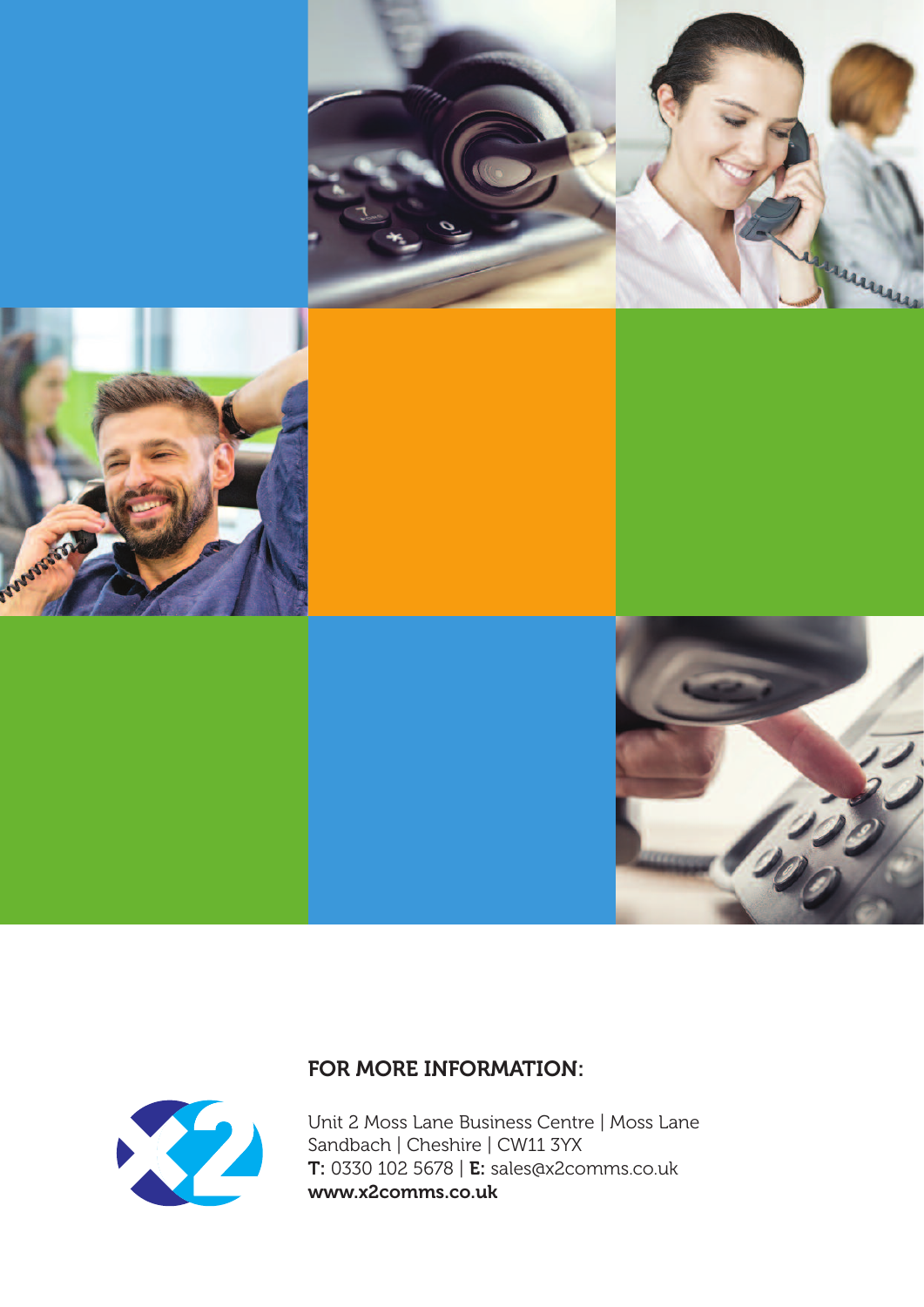## FOR MORE INFORMATION:

Unit 2 Moss Lane Business Centre | Moss Lane
Sandbach | Cheshire | CW11 3YX
**T:** 0330 102 5678 | **E:** sales@x2comms.co.uk
**www.x2comms.co.uk**